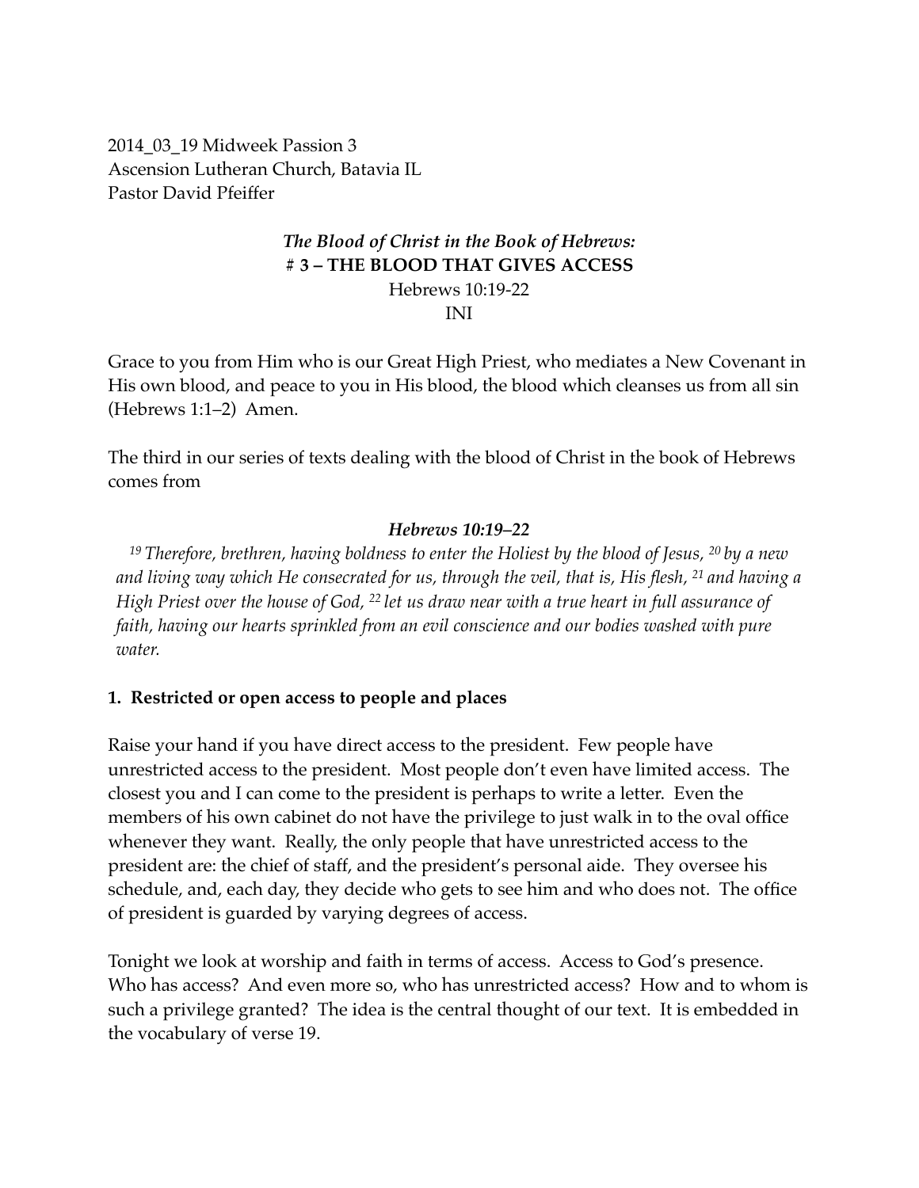2014_03_19 Midweek Passion 3
Ascension Lutheran Church, Batavia IL
Pastor David Pfeiffer

***The Blood of Christ in the Book of Hebrews:***
**# 3 – THE BLOOD THAT GIVES ACCESS**
Hebrews 10:19-22
INI

Grace to you from Him who is our Great High Priest, who mediates a New Covenant in His own blood, and peace to you in His blood, the blood which cleanses us from all sin (Hebrews 1:1–2) Amen.

The third in our series of texts dealing with the blood of Christ in the book of Hebrews comes from

***Hebrews 10:19–22***

*19 Therefore, brethren, having boldness to enter the Holiest by the blood of Jesus, 20 by a new and living way which He consecrated for us, through the veil, that is, His flesh, 21 and having a High Priest over the house of God, 22 let us draw near with a true heart in full assurance of faith, having our hearts sprinkled from an evil conscience and our bodies washed with pure water.*

**1. Restricted or open access to people and places**

Raise your hand if you have direct access to the president. Few people have unrestricted access to the president. Most people don't even have limited access. The closest you and I can come to the president is perhaps to write a letter. Even the members of his own cabinet do not have the privilege to just walk in to the oval office whenever they want. Really, the only people that have unrestricted access to the president are: the chief of staff, and the president's personal aide. They oversee his schedule, and, each day, they decide who gets to see him and who does not. The office of president is guarded by varying degrees of access.

Tonight we look at worship and faith in terms of access. Access to God's presence. Who has access? And even more so, who has unrestricted access? How and to whom is such a privilege granted? The idea is the central thought of our text. It is embedded in the vocabulary of verse 19.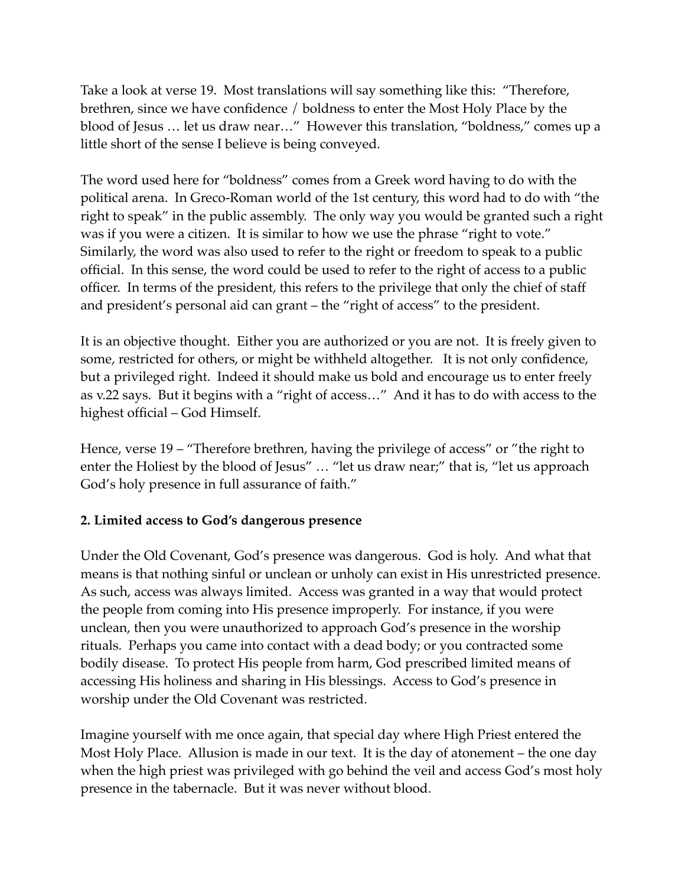Take a look at verse 19. Most translations will say something like this: "Therefore, brethren, since we have confidence / boldness to enter the Most Holy Place by the blood of Jesus … let us draw near…" However this translation, "boldness," comes up a little short of the sense I believe is being conveyed.

The word used here for "boldness" comes from a Greek word having to do with the political arena. In Greco-Roman world of the 1st century, this word had to do with "the right to speak" in the public assembly. The only way you would be granted such a right was if you were a citizen. It is similar to how we use the phrase "right to vote." Similarly, the word was also used to refer to the right or freedom to speak to a public official. In this sense, the word could be used to refer to the right of access to a public officer. In terms of the president, this refers to the privilege that only the chief of staff and president's personal aid can grant – the "right of access" to the president.

It is an objective thought. Either you are authorized or you are not. It is freely given to some, restricted for others, or might be withheld altogether. It is not only confidence, but a privileged right. Indeed it should make us bold and encourage us to enter freely as v.22 says. But it begins with a "right of access…" And it has to do with access to the highest official – God Himself.

Hence, verse 19 – "Therefore brethren, having the privilege of access" or "the right to enter the Holiest by the blood of Jesus" … "let us draw near;" that is, "let us approach God's holy presence in full assurance of faith."

**2. Limited access to God's dangerous presence**

Under the Old Covenant, God's presence was dangerous. God is holy. And what that means is that nothing sinful or unclean or unholy can exist in His unrestricted presence. As such, access was always limited. Access was granted in a way that would protect the people from coming into His presence improperly. For instance, if you were unclean, then you were unauthorized to approach God's presence in the worship rituals. Perhaps you came into contact with a dead body; or you contracted some bodily disease. To protect His people from harm, God prescribed limited means of accessing His holiness and sharing in His blessings. Access to God's presence in worship under the Old Covenant was restricted.

Imagine yourself with me once again, that special day where High Priest entered the Most Holy Place. Allusion is made in our text. It is the day of atonement – the one day when the high priest was privileged with go behind the veil and access God's most holy presence in the tabernacle. But it was never without blood.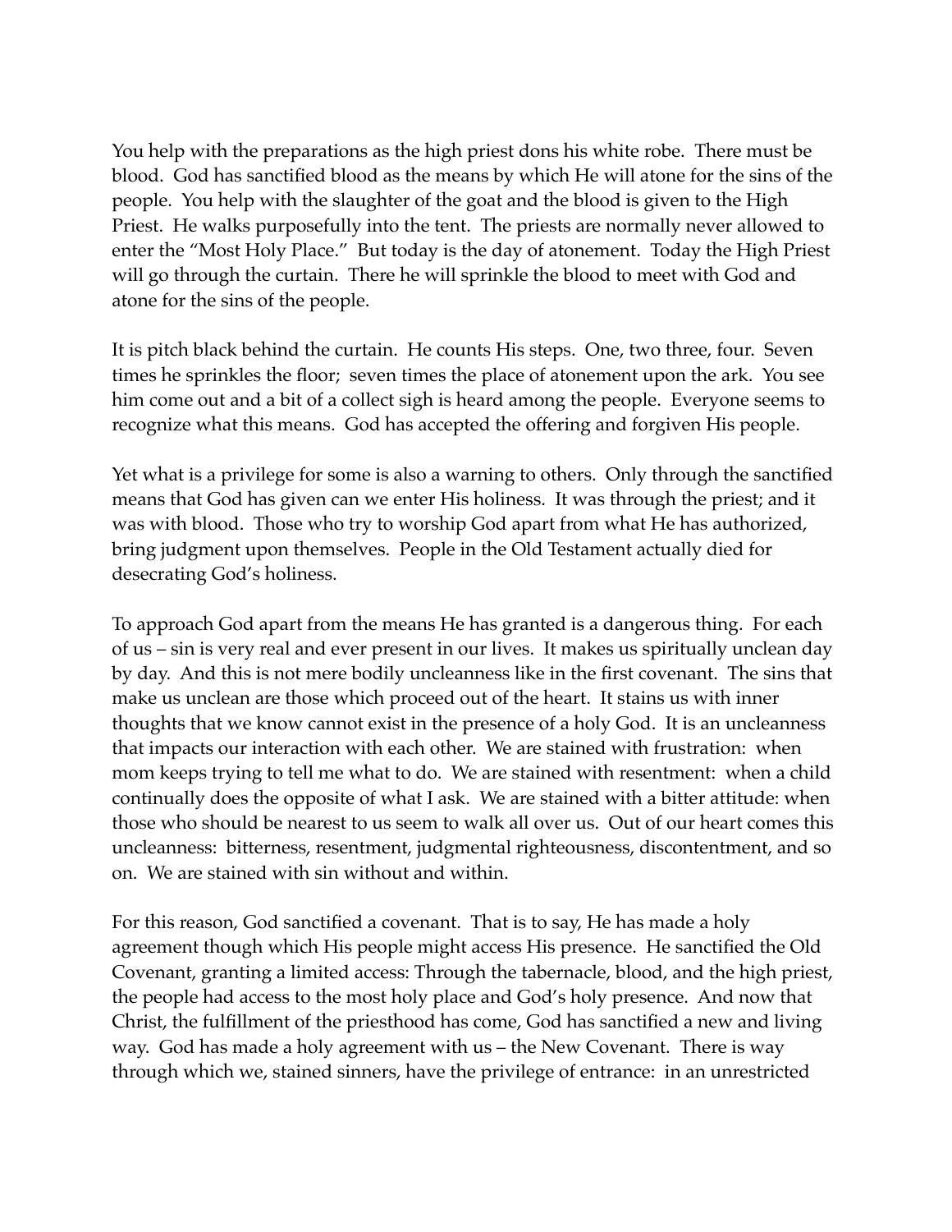You help with the preparations as the high priest dons his white robe. There must be blood. God has sanctified blood as the means by which He will atone for the sins of the people. You help with the slaughter of the goat and the blood is given to the High Priest. He walks purposefully into the tent. The priests are normally never allowed to enter the "Most Holy Place." But today is the day of atonement. Today the High Priest will go through the curtain. There he will sprinkle the blood to meet with God and atone for the sins of the people.

It is pitch black behind the curtain. He counts His steps. One, two three, four. Seven times he sprinkles the floor; seven times the place of atonement upon the ark. You see him come out and a bit of a collect sigh is heard among the people. Everyone seems to recognize what this means. God has accepted the offering and forgiven His people.

Yet what is a privilege for some is also a warning to others. Only through the sanctified means that God has given can we enter His holiness. It was through the priest; and it was with blood. Those who try to worship God apart from what He has authorized, bring judgment upon themselves. People in the Old Testament actually died for desecrating God's holiness.

To approach God apart from the means He has granted is a dangerous thing. For each of us – sin is very real and ever present in our lives. It makes us spiritually unclean day by day. And this is not mere bodily uncleanness like in the first covenant. The sins that make us unclean are those which proceed out of the heart. It stains us with inner thoughts that we know cannot exist in the presence of a holy God. It is an uncleanness that impacts our interaction with each other. We are stained with frustration: when mom keeps trying to tell me what to do. We are stained with resentment: when a child continually does the opposite of what I ask. We are stained with a bitter attitude: when those who should be nearest to us seem to walk all over us. Out of our heart comes this uncleanness: bitterness, resentment, judgmental righteousness, discontentment, and so on. We are stained with sin without and within.

For this reason, God sanctified a covenant. That is to say, He has made a holy agreement though which His people might access His presence. He sanctified the Old Covenant, granting a limited access: Through the tabernacle, blood, and the high priest, the people had access to the most holy place and God's holy presence. And now that Christ, the fulfillment of the priesthood has come, God has sanctified a new and living way. God has made a holy agreement with us – the New Covenant. There is way through which we, stained sinners, have the privilege of entrance: in an unrestricted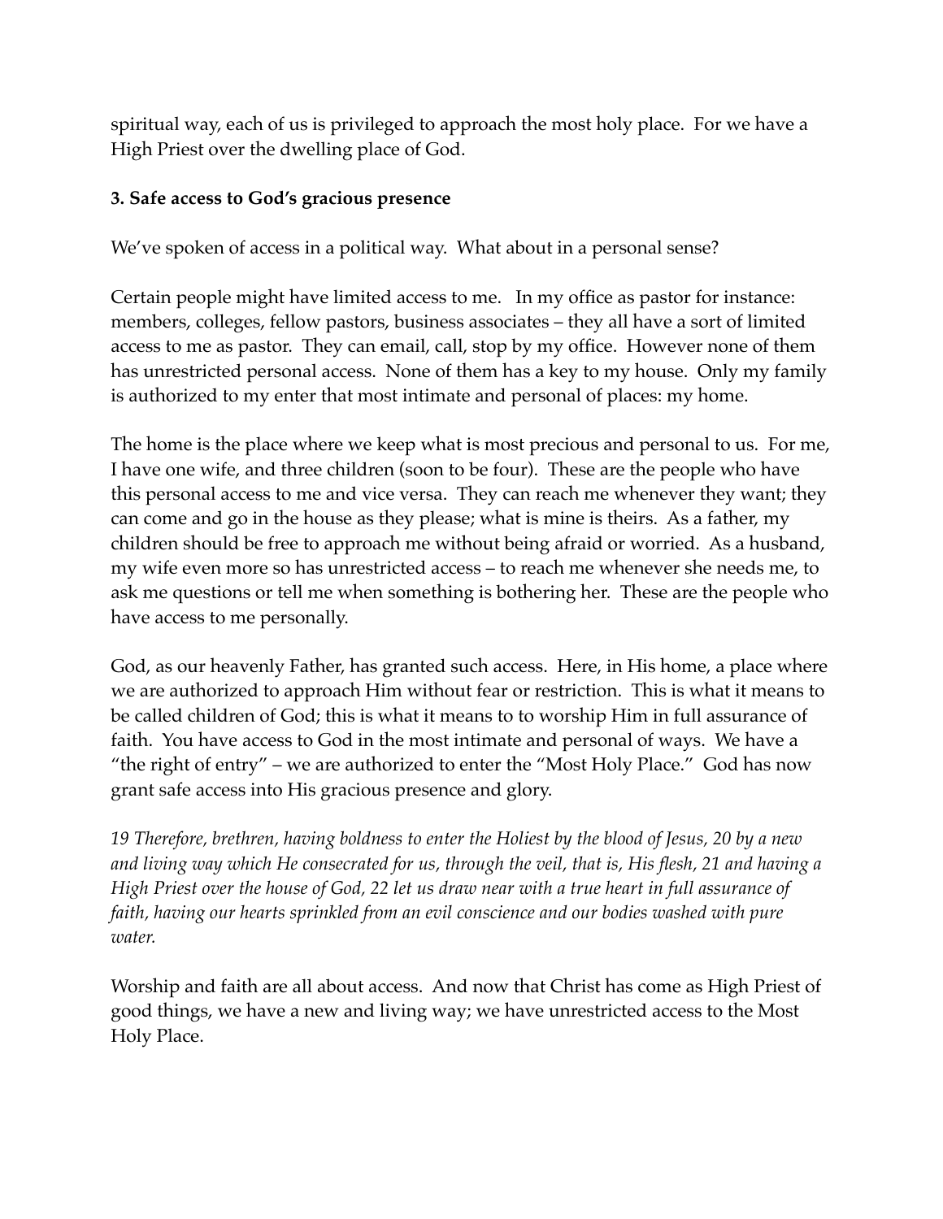spiritual way, each of us is privileged to approach the most holy place. For we have a High Priest over the dwelling place of God.

**3. Safe access to God's gracious presence**

We've spoken of access in a political way. What about in a personal sense?

Certain people might have limited access to me. In my office as pastor for instance: members, colleges, fellow pastors, business associates – they all have a sort of limited access to me as pastor. They can email, call, stop by my office. However none of them has unrestricted personal access. None of them has a key to my house. Only my family is authorized to my enter that most intimate and personal of places: my home.

The home is the place where we keep what is most precious and personal to us. For me, I have one wife, and three children (soon to be four). These are the people who have this personal access to me and vice versa. They can reach me whenever they want; they can come and go in the house as they please; what is mine is theirs. As a father, my children should be free to approach me without being afraid or worried. As a husband, my wife even more so has unrestricted access – to reach me whenever she needs me, to ask me questions or tell me when something is bothering her. These are the people who have access to me personally.

God, as our heavenly Father, has granted such access. Here, in His home, a place where we are authorized to approach Him without fear or restriction. This is what it means to be called children of God; this is what it means to to worship Him in full assurance of faith. You have access to God in the most intimate and personal of ways. We have a "the right of entry" – we are authorized to enter the "Most Holy Place." God has now grant safe access into His gracious presence and glory.

*19 Therefore, brethren, having boldness to enter the Holiest by the blood of Jesus, 20 by a new and living way which He consecrated for us, through the veil, that is, His flesh, 21 and having a High Priest over the house of God, 22 let us draw near with a true heart in full assurance of faith, having our hearts sprinkled from an evil conscience and our bodies washed with pure water.*

Worship and faith are all about access. And now that Christ has come as High Priest of good things, we have a new and living way; we have unrestricted access to the Most Holy Place.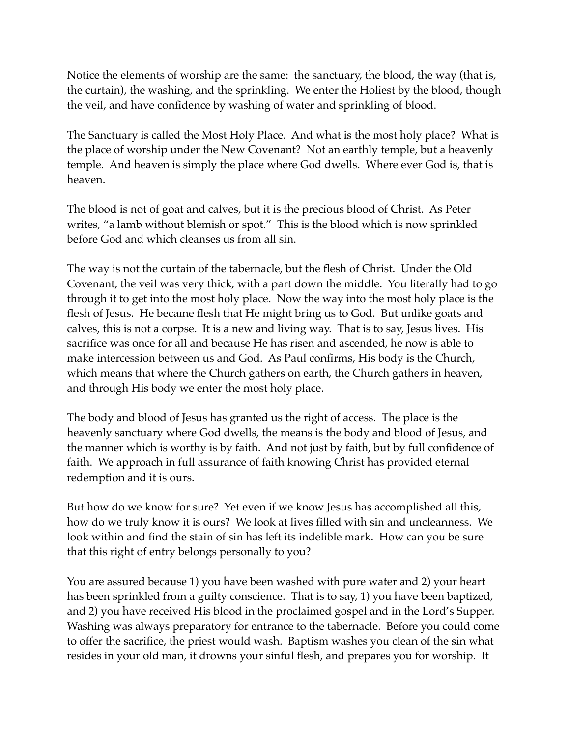Notice the elements of worship are the same: the sanctuary, the blood, the way (that is, the curtain), the washing, and the sprinkling. We enter the Holiest by the blood, though the veil, and have confidence by washing of water and sprinkling of blood.

The Sanctuary is called the Most Holy Place. And what is the most holy place? What is the place of worship under the New Covenant? Not an earthly temple, but a heavenly temple. And heaven is simply the place where God dwells. Where ever God is, that is heaven.

The blood is not of goat and calves, but it is the precious blood of Christ. As Peter writes, "a lamb without blemish or spot." This is the blood which is now sprinkled before God and which cleanses us from all sin.

The way is not the curtain of the tabernacle, but the flesh of Christ. Under the Old Covenant, the veil was very thick, with a part down the middle. You literally had to go through it to get into the most holy place. Now the way into the most holy place is the flesh of Jesus. He became flesh that He might bring us to God. But unlike goats and calves, this is not a corpse. It is a new and living way. That is to say, Jesus lives. His sacrifice was once for all and because He has risen and ascended, he now is able to make intercession between us and God. As Paul confirms, His body is the Church, which means that where the Church gathers on earth, the Church gathers in heaven, and through His body we enter the most holy place.

The body and blood of Jesus has granted us the right of access. The place is the heavenly sanctuary where God dwells, the means is the body and blood of Jesus, and the manner which is worthy is by faith. And not just by faith, but by full confidence of faith. We approach in full assurance of faith knowing Christ has provided eternal redemption and it is ours.

But how do we know for sure? Yet even if we know Jesus has accomplished all this, how do we truly know it is ours? We look at lives filled with sin and uncleanness. We look within and find the stain of sin has left its indelible mark. How can you be sure that this right of entry belongs personally to you?

You are assured because 1) you have been washed with pure water and 2) your heart has been sprinkled from a guilty conscience. That is to say, 1) you have been baptized, and 2) you have received His blood in the proclaimed gospel and in the Lord's Supper. Washing was always preparatory for entrance to the tabernacle. Before you could come to offer the sacrifice, the priest would wash. Baptism washes you clean of the sin what resides in your old man, it drowns your sinful flesh, and prepares you for worship. It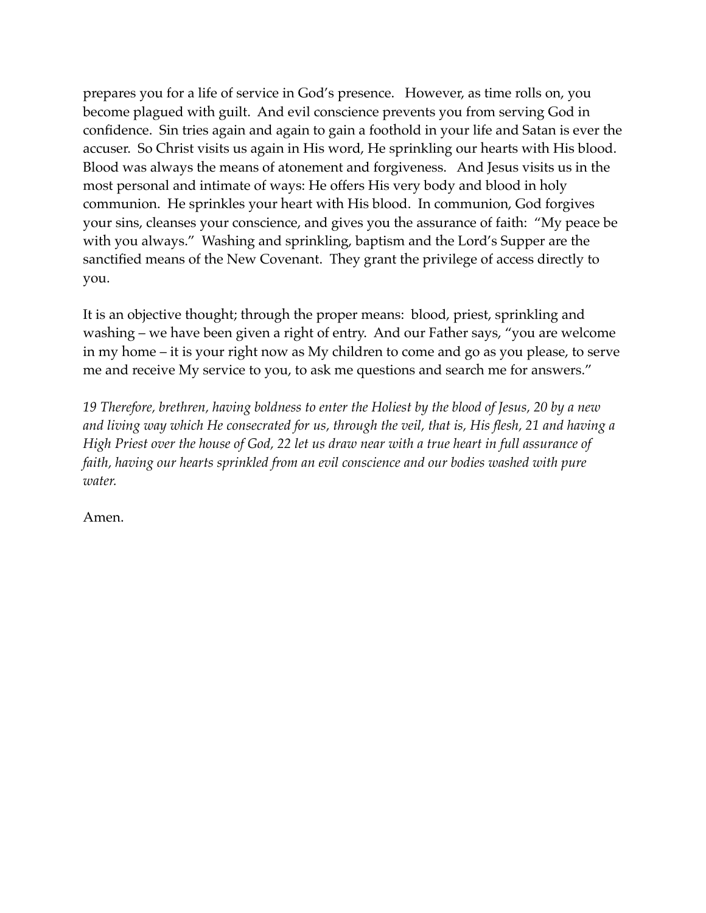prepares you for a life of service in God's presence.  However, as time rolls on, you become plagued with guilt.  And evil conscience prevents you from serving God in confidence.  Sin tries again and again to gain a foothold in your life and Satan is ever the accuser.  So Christ visits us again in His word, He sprinkling our hearts with His blood.  Blood was always the means of atonement and forgiveness.  And Jesus visits us in the most personal and intimate of ways: He offers His very body and blood in holy communion.  He sprinkles your heart with His blood.  In communion, God forgives your sins, cleanses your conscience, and gives you the assurance of faith:  "My peace be with you always."  Washing and sprinkling, baptism and the Lord's Supper are the sanctified means of the New Covenant.  They grant the privilege of access directly to you.

It is an objective thought; through the proper means:  blood, priest, sprinkling and washing – we have been given a right of entry.  And our Father says, "you are welcome in my home – it is your right now as My children to come and go as you please, to serve me and receive My service to you, to ask me questions and search me for answers."

*19 Therefore, brethren, having boldness to enter the Holiest by the blood of Jesus, 20 by a new and living way which He consecrated for us, through the veil, that is, His flesh, 21 and having a High Priest over the house of God, 22 let us draw near with a true heart in full assurance of faith, having our hearts sprinkled from an evil conscience and our bodies washed with pure water.*

Amen.